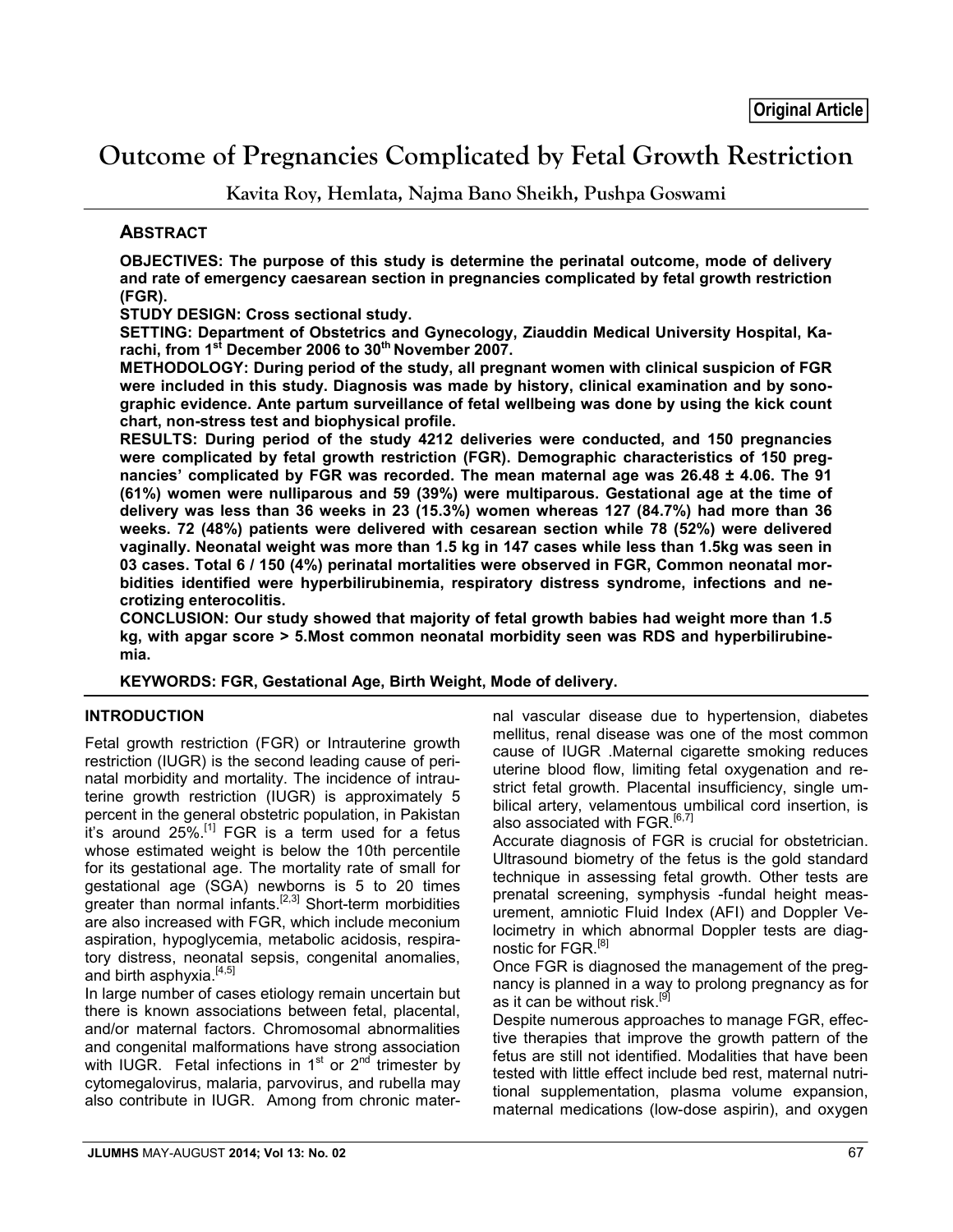Original Article

# Outcome of Pregnancies Complicated by Fetal Growth Restriction

**Kavita Roy, Hemlata, Najma Bano Sheikh, Pushpa Goswami**

## ABSTRACT

**OBJECTIVES: The purpose of this study is determine the perinatal outcome, mode of delivery and rate of emergency caesarean section in pregnancies complicated by fetal growth restriction (FGR).**

**STUDY DESIGN: Cross sectional study.**

**SETTING: Department of Obstetrics and Gynecology, Ziauddin Medical University Hospital, Karachi, from 1st December 2006 to 30th November 2007.**

**METHODOLOGY: During period of the study, all pregnant women with clinical suspicion of FGR were included in this study. Diagnosis was made by history, clinical examination and by sonographic evidence. Ante partum surveillance of fetal wellbeing was done by using the kick count chart, non-stress test and biophysical profile.**

**RESULTS: During period of the study 4212 deliveries were conducted, and 150 pregnancies were complicated by fetal growth restriction (FGR). Demographic characteristics of 150 pregnancies' complicated by FGR was recorded. The mean maternal age was 26.48 ± 4.06. The 91 (61%) women were nulliparous and 59 (39%) were multiparous. Gestational age at the time of delivery was less than 36 weeks in 23 (15.3%) women whereas 127 (84.7%) had more than 36 weeks. 72 (48%) patients were delivered with cesarean section while 78 (52%) were delivered vaginally. Neonatal weight was more than 1.5 kg in 147 cases while less than 1.5kg was seen in 03 cases. Total 6 / 150 (4%) perinatal mortalities were observed in FGR, Common neonatal morbidities identified were hyperbilirubinemia, respiratory distress syndrome, infections and necrotizing enterocolitis.**

**CONCLUSION: Our study showed that majority of fetal growth babies had weight more than 1.5 kg, with apgar score > 5.Most common neonatal morbidity seen was RDS and hyperbilirubinemia.**

**KEYWORDS: FGR, Gestational Age, Birth Weight, Mode of delivery.**

## INTRODUCTION

Fetal growth restriction (FGR) or Intrauterine growth restriction (IUGR) is the second leading cause of perinatal morbidity and mortality. The incidence of intrauterine growth restriction (IUGR) is approximately 5 percent in the general obstetric population, in Pakistan it's around 25%.[1] FGR is a term used for a fetus whose estimated weight is below the 10th percentile for its gestational age. The mortality rate of small for gestational age (SGA) newborns is 5 to 20 times greater than normal infants.[2,3] Short-term morbidities are also increased with FGR, which include meconium aspiration, hypoglycemia, metabolic acidosis, respiratory distress, neonatal sepsis, congenital anomalies, and birth asphyxia.[4,5]

In large number of cases etiology remain uncertain but there is known associations between fetal, placental, and/or maternal factors. Chromosomal abnormalities and congenital malformations have strong association with IUGR. Fetal infections in 1st or 2nd trimester by cytomegalovirus, malaria, parvovirus, and rubella may also contribute in IUGR. Among from chronic maternal vascular disease due to hypertension, diabetes mellitus, renal disease was one of the most common cause of IUGR .Maternal cigarette smoking reduces uterine blood flow, limiting fetal oxygenation and restrict fetal growth. Placental insufficiency, single umbilical artery, velamentous umbilical cord insertion, is also associated with FGR.[6,7]

Accurate diagnosis of FGR is crucial for obstetrician. Ultrasound biometry of the fetus is the gold standard technique in assessing fetal growth. Other tests are prenatal screening, symphysis -fundal height measurement, amniotic Fluid Index (AFI) and Doppler Velocimetry in which abnormal Doppler tests are diagnostic for FGR.[8]

Once FGR is diagnosed the management of the pregnancy is planned in a way to prolong pregnancy as for as it can be without risk.[9]

Despite numerous approaches to manage FGR, effective therapies that improve the growth pattern of the fetus are still not identified. Modalities that have been tested with little effect include bed rest, maternal nutritional supplementation, plasma volume expansion, maternal medications (low-dose aspirin), and oxygen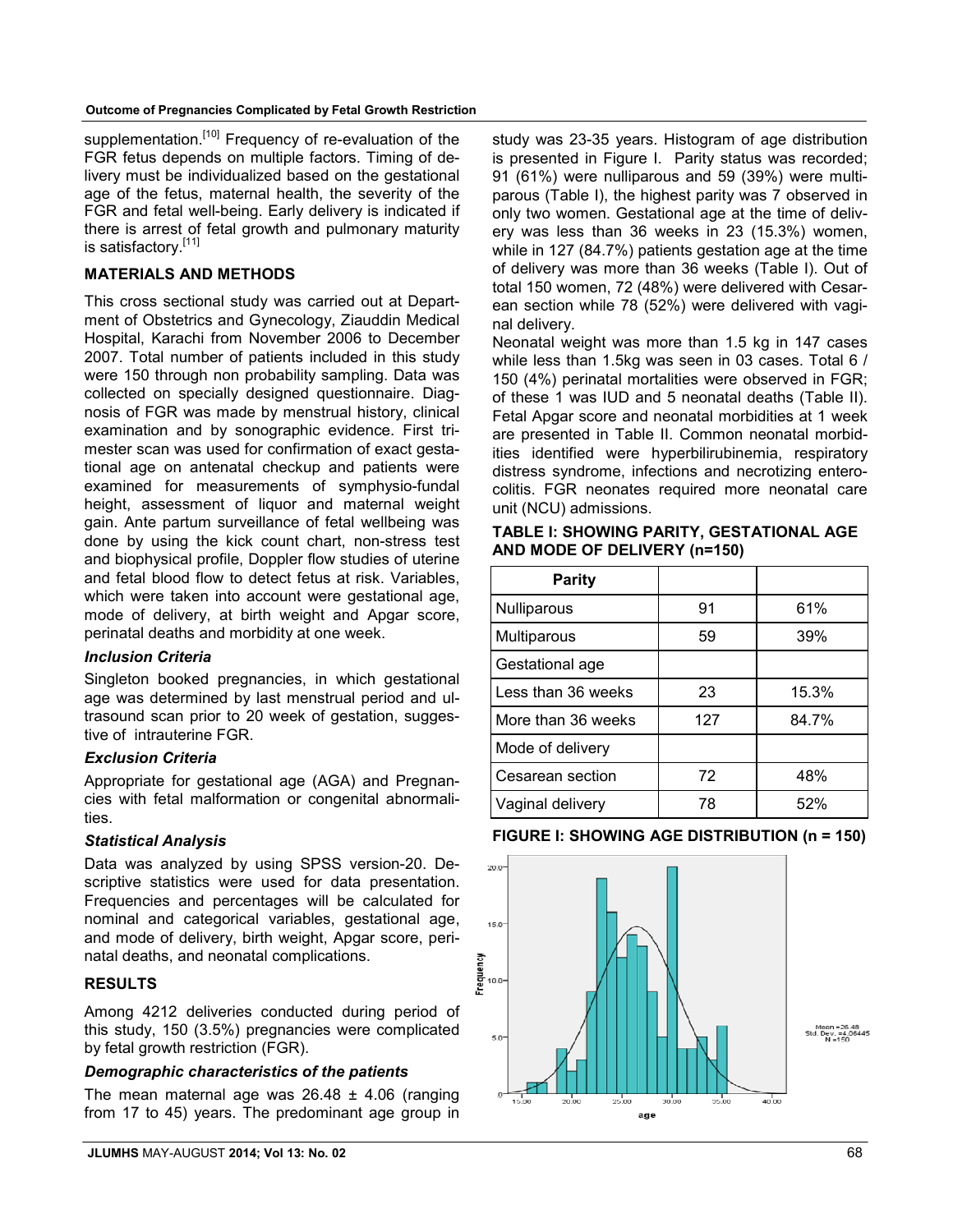supplementation.[10] Frequency of re-evaluation of the FGR fetus depends on multiple factors. Timing of delivery must be individualized based on the gestational age of the fetus, maternal health, the severity of the FGR and fetal well-being. Early delivery is indicated if there is arrest of fetal growth and pulmonary maturity is satisfactory.[11]

## MATERIALS AND METHODS

This cross sectional study was carried out at Department of Obstetrics and Gynecology, Ziauddin Medical Hospital, Karachi from November 2006 to December 2007. Total number of patients included in this study were 150 through non probability sampling. Data was collected on specially designed questionnaire. Diagnosis of FGR was made by menstrual history, clinical examination and by sonographic evidence. First trimester scan was used for confirmation of exact gestational age on antenatal checkup and patients were examined for measurements of symphysio-fundal height, assessment of liquor and maternal weight gain. Ante partum surveillance of fetal wellbeing was done by using the kick count chart, non-stress test and biophysical profile, Doppler flow studies of uterine and fetal blood flow to detect fetus at risk. Variables, which were taken into account were gestational age, mode of delivery, at birth weight and Apgar score, perinatal deaths and morbidity at one week.

### *Inclusion Criteria*

Singleton booked pregnancies, in which gestational age was determined by last menstrual period and ultrasound scan prior to 20 week of gestation, suggestive of intrauterine FGR.

### *Exclusion Criteria*

Appropriate for gestational age (AGA) and Pregnancies with fetal malformation or congenital abnormalities.

### *Statistical Analysis*

Data was analyzed by using SPSS version-20. Descriptive statistics were used for data presentation. Frequencies and percentages will be calculated for nominal and categorical variables, gestational age, and mode of delivery, birth weight, Apgar score, perinatal deaths, and neonatal complications.

## RESULTS

Among 4212 deliveries conducted during period of this study, 150 (3.5%) pregnancies were complicated by fetal growth restriction (FGR).

### *Demographic characteristics of the patients*

The mean maternal age was 26.48 ± 4.06 (ranging from 17 to 45) years. The predominant age group in study was 23-35 years. Histogram of age distribution is presented in Figure I. Parity status was recorded; 91 (61%) were nulliparous and 59 (39%) were multiparous (Table I), the highest parity was 7 observed in only two women. Gestational age at the time of delivery was less than 36 weeks in 23 (15.3%) women, while in 127 (84.7%) patients gestation age at the time of delivery was more than 36 weeks (Table I). Out of total 150 women, 72 (48%) were delivered with Cesarean section while 78 (52%) were delivered with vaginal delivery.

Neonatal weight was more than 1.5 kg in 147 cases while less than 1.5kg was seen in 03 cases. Total 6 / 150 (4%) perinatal mortalities were observed in FGR; of these 1 was IUD and 5 neonatal deaths (Table II). Fetal Apgar score and neonatal morbidities at 1 week are presented in Table II. Common neonatal morbidities identified were hyperbilirubinemia, respiratory distress syndrome, infections and necrotizing enterocolitis. FGR neonates required more neonatal care unit (NCU) admissions.

**TABLE I: SHOWING PARITY, GESTATIONAL AGE AND MODE OF DELIVERY (n=150)**

| Parity | | |
|---|---|---|
| Nulliparous | 91 | 61% |
| Multiparous | 59 | 39% |
| Gestational age | | |
| Less than 36 weeks | 23 | 15.3% |
| More than 36 weeks | 127 | 84.7% |
| Mode of delivery | | |
| Cesarean section | 72 | 48% |
| Vaginal delivery | 78 | 52% |

**FIGURE I: SHOWING AGE DISTRIBUTION (n = 150)**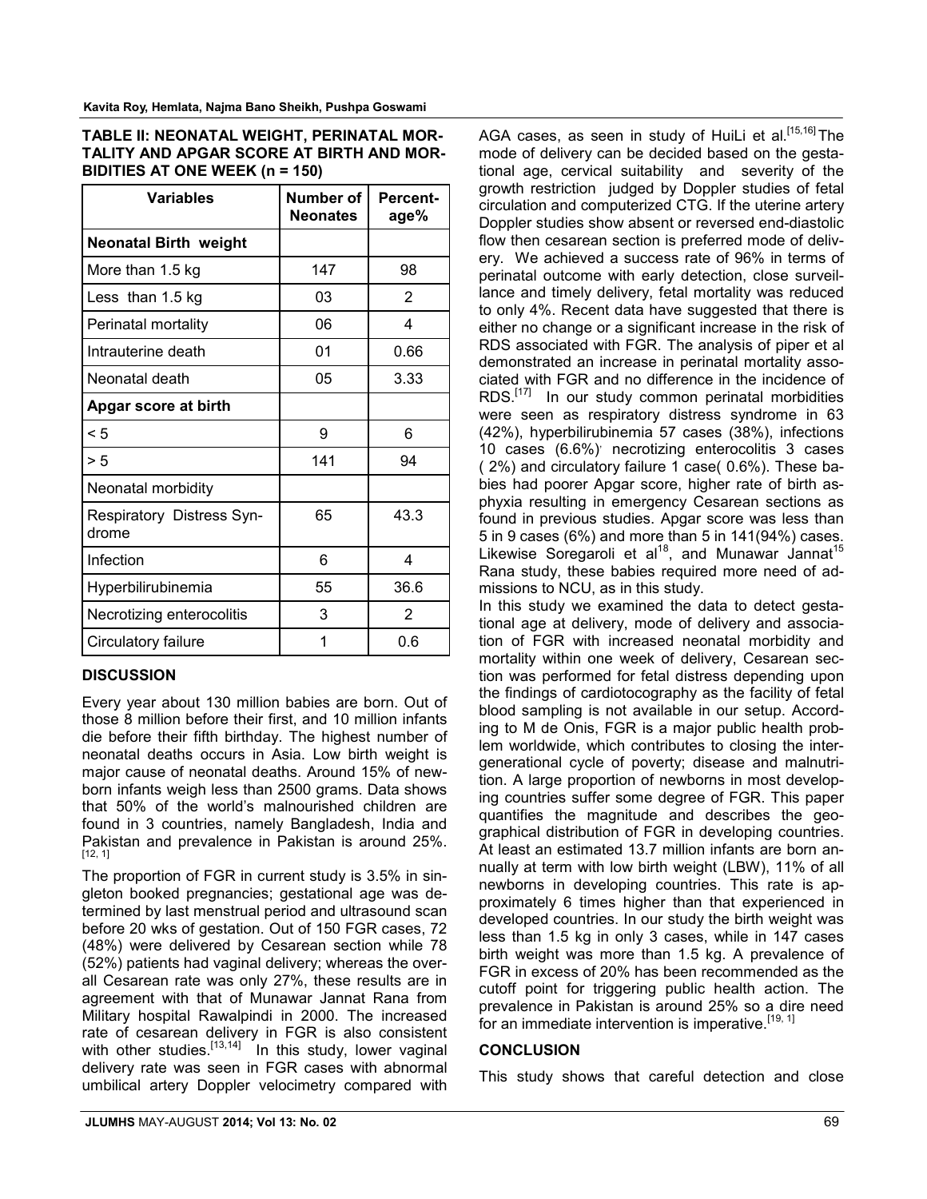**TABLE II: NEONATAL WEIGHT, PERINATAL MORTALITY AND APGAR SCORE AT BIRTH AND MORBIDITIES AT ONE WEEK (n = 150)**

| Variables | Number of Neonates | Percentage% |
|---|---|---|
| **Neonatal Birth weight** | | |
| More than 1.5 kg | 147 | 98 |
| Less than 1.5 kg | 03 | 2 |
| Perinatal mortality | 06 | 4 |
| Intrauterine death | 01 | 0.66 |
| Neonatal death | 05 | 3.33 |
| **Apgar score at birth** | | |
| < 5 | 9 | 6 |
| > 5 | 141 | 94 |
| Neonatal morbidity | | |
| Respiratory Distress Syndrome | 65 | 43.3 |
| Infection | 6 | 4 |
| Hyperbilirubinemia | 55 | 36.6 |
| Necrotizing enterocolitis | 3 | 2 |
| Circulatory failure | 1 | 0.6 |

## DISCUSSION

Every year about 130 million babies are born. Out of those 8 million before their first, and 10 million infants die before their fifth birthday. The highest number of neonatal deaths occurs in Asia. Low birth weight is major cause of neonatal deaths. Around 15% of newborn infants weigh less than 2500 grams. Data shows that 50% of the world's malnourished children are found in 3 countries, namely Bangladesh, India and Pakistan and prevalence in Pakistan is around 25%.[12, 1]

The proportion of FGR in current study is 3.5% in singleton booked pregnancies; gestational age was determined by last menstrual period and ultrasound scan before 20 wks of gestation. Out of 150 FGR cases, 72 (48%) were delivered by Cesarean section while 78 (52%) patients had vaginal delivery; whereas the overall Cesarean rate was only 27%, these results are in agreement with that of Munawar Jannat Rana from Military hospital Rawalpindi in 2000. The increased rate of cesarean delivery in FGR is also consistent with other studies.[13,14] In this study, lower vaginal delivery rate was seen in FGR cases with abnormal umbilical artery Doppler velocimetry compared with AGA cases, as seen in study of HuiLi et al.[15,16] The mode of delivery can be decided based on the gestational age, cervical suitability and severity of the growth restriction judged by Doppler studies of fetal circulation and computerized CTG. If the uterine artery Doppler studies show absent or reversed end-diastolic flow then cesarean section is preferred mode of delivery. We achieved a success rate of 96% in terms of perinatal outcome with early detection, close surveillance and timely delivery, fetal mortality was reduced to only 4%. Recent data have suggested that there is either no change or a significant increase in the risk of RDS associated with FGR. The analysis of piper et al demonstrated an increase in perinatal mortality associated with FGR and no difference in the incidence of RDS.[17] In our study common perinatal morbidities were seen as respiratory distress syndrome in 63 (42%), hyperbilirubinemia 57 cases (38%), infections 10 cases (6.6%), necrotizing enterocolitis 3 cases ( 2%) and circulatory failure 1 case( 0.6%). These babies had poorer Apgar score, higher rate of birth asphyxia resulting in emergency Cesarean sections as found in previous studies. Apgar score was less than 5 in 9 cases (6%) and more than 5 in 141(94%) cases. Likewise Soregaroli et al[18], and Munawar Jannat[15] Rana study, these babies required more need of admissions to NCU, as in this study.

In this study we examined the data to detect gestational age at delivery, mode of delivery and association of FGR with increased neonatal morbidity and mortality within one week of delivery, Cesarean section was performed for fetal distress depending upon the findings of cardiotocography as the facility of fetal blood sampling is not available in our setup. According to M de Onis, FGR is a major public health problem worldwide, which contributes to closing the intergenerational cycle of poverty; disease and malnutrition. A large proportion of newborns in most developing countries suffer some degree of FGR. This paper quantifies the magnitude and describes the geographical distribution of FGR in developing countries. At least an estimated 13.7 million infants are born annually at term with low birth weight (LBW), 11% of all newborns in developing countries. This rate is approximately 6 times higher than that experienced in developed countries. In our study the birth weight was less than 1.5 kg in only 3 cases, while in 147 cases birth weight was more than 1.5 kg. A prevalence of FGR in excess of 20% has been recommended as the cutoff point for triggering public health action. The prevalence in Pakistan is around 25% so a dire need for an immediate intervention is imperative.[19, 1]

## CONCLUSION

This study shows that careful detection and close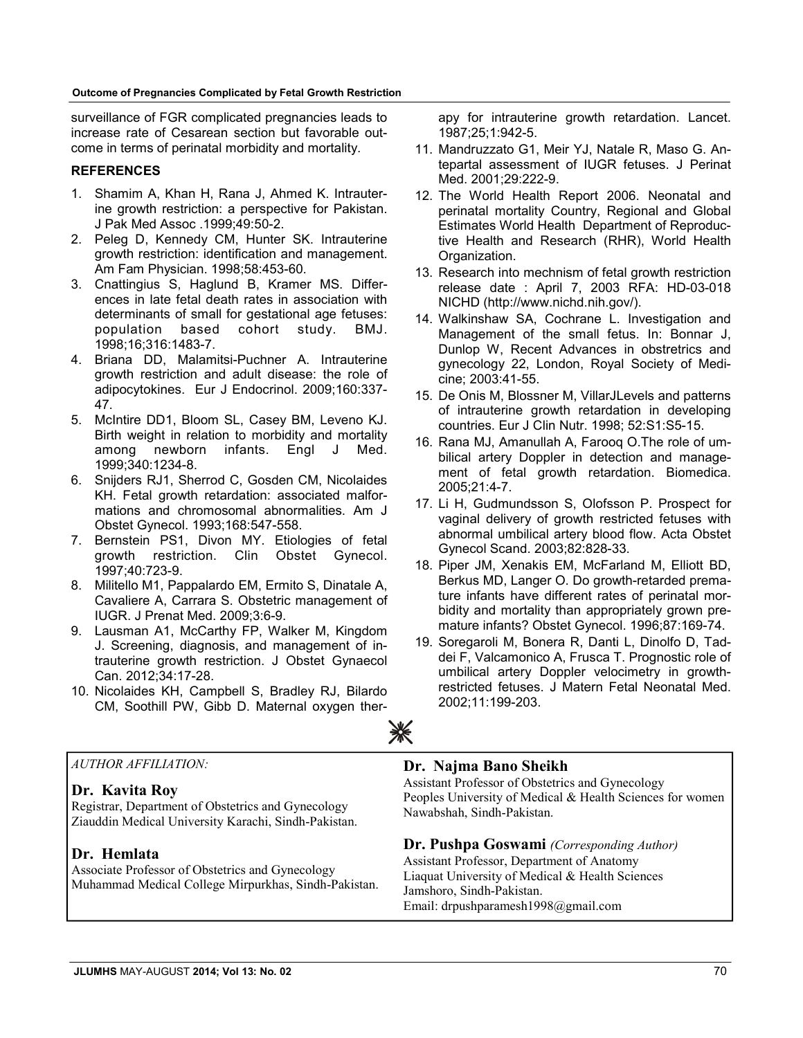surveillance of FGR complicated pregnancies leads to increase rate of Cesarean section but favorable outcome in terms of perinatal morbidity and mortality.

## REFERENCES

1. Shamim A, Khan H, Rana J, Ahmed K. Intrauterine growth restriction: a perspective for Pakistan. J Pak Med Assoc .1999;49:50-2.
2. Peleg D, Kennedy CM, Hunter SK. Intrauterine growth restriction: identification and management. Am Fam Physician. 1998;58:453-60.
3. Cnattingius S, Haglund B, Kramer MS. Differences in late fetal death rates in association with determinants of small for gestational age fetuses: population based cohort study. BMJ. 1998;16;316:1483-7.
4. Briana DD, Malamitsi-Puchner A. Intrauterine growth restriction and adult disease: the role of adipocytokines. Eur J Endocrinol. 2009;160:337-47.
5. McIntire DD1, Bloom SL, Casey BM, Leveno KJ. Birth weight in relation to morbidity and mortality among newborn infants. Engl J Med. 1999;340:1234-8.
6. Snijders RJ1, Sherrod C, Gosden CM, Nicolaides KH. Fetal growth retardation: associated malformations and chromosomal abnormalities. Am J Obstet Gynecol. 1993;168:547-558.
7. Bernstein PS1, Divon MY. Etiologies of fetal growth restriction. Clin Obstet Gynecol. 1997;40:723-9.
8. Militello M1, Pappalardo EM, Ermito S, Dinatale A, Cavaliere A, Carrara S. Obstetric management of IUGR. J Prenat Med. 2009;3:6-9.
9. Lausman A1, McCarthy FP, Walker M, Kingdom J. Screening, diagnosis, and management of intrauterine growth restriction. J Obstet Gynaecol Can. 2012;34:17-28.
10. Nicolaides KH, Campbell S, Bradley RJ, Bilardo CM, Soothill PW, Gibb D. Maternal oxygen therapy for intrauterine growth retardation. Lancet. 1987;25;1:942-5.
11. Mandruzzato G1, Meir YJ, Natale R, Maso G. Antepartal assessment of IUGR fetuses. J Perinat Med. 2001;29:222-9.
12. The World Health Report 2006. Neonatal and perinatal mortality Country, Regional and Global Estimates World Health Department of Reproductive Health and Research (RHR), World Health Organization.
13. Research into mechnism of fetal growth restriction release date : April 7, 2003 RFA: HD-03-018 NICHD (http://www.nichd.nih.gov/).
14. Walkinshaw SA, Cochrane L. Investigation and Management of the small fetus. In: Bonnar J, Dunlop W, Recent Advances in obstretrics and gynecology 22, London, Royal Society of Medicine; 2003:41-55.
15. De Onis M, Blossner M, VillarJLevels and patterns of intrauterine growth retardation in developing countries. Eur J Clin Nutr. 1998; 52:S1:S5-15.
16. Rana MJ, Amanullah A, Farooq O.The role of umbilical artery Doppler in detection and management of fetal growth retardation. Biomedica. 2005;21:4-7.
17. Li H, Gudmundsson S, Olofsson P. Prospect for vaginal delivery of growth restricted fetuses with abnormal umbilical artery blood flow. Acta Obstet Gynecol Scand. 2003;82:828-33.
18. Piper JM, Xenakis EM, McFarland M, Elliott BD, Berkus MD, Langer O. Do growth-retarded premature infants have different rates of perinatal morbidity and mortality than appropriately grown premature infants? Obstet Gynecol. 1996;87:169-74.
19. Soregaroli M, Bonera R, Danti L, Dinolfo D, Taddei F, Valcamonico A, Frusca T. Prognostic role of umbilical artery Doppler velocimetry in growth-restricted fetuses. J Matern Fetal Neonatal Med. 2002;11:199-203.

*AUTHOR AFFILIATION:*

**Dr. Kavita Roy**
Registrar, Department of Obstetrics and Gynecology
Ziauddin Medical University Karachi, Sindh-Pakistan.

**Dr. Hemlata**
Associate Professor of Obstetrics and Gynecology
Muhammad Medical College Mirpurkhas, Sindh-Pakistan.

**Dr. Najma Bano Sheikh**
Assistant Professor of Obstetrics and Gynecology
Peoples University of Medical & Health Sciences for women
Nawabshah, Sindh-Pakistan.

**Dr. Pushpa Goswami** *(Corresponding Author)*
Assistant Professor, Department of Anatomy
Liaquat University of Medical & Health Sciences
Jamshoro, Sindh-Pakistan.
Email: drpushparamesh1998@gmail.com